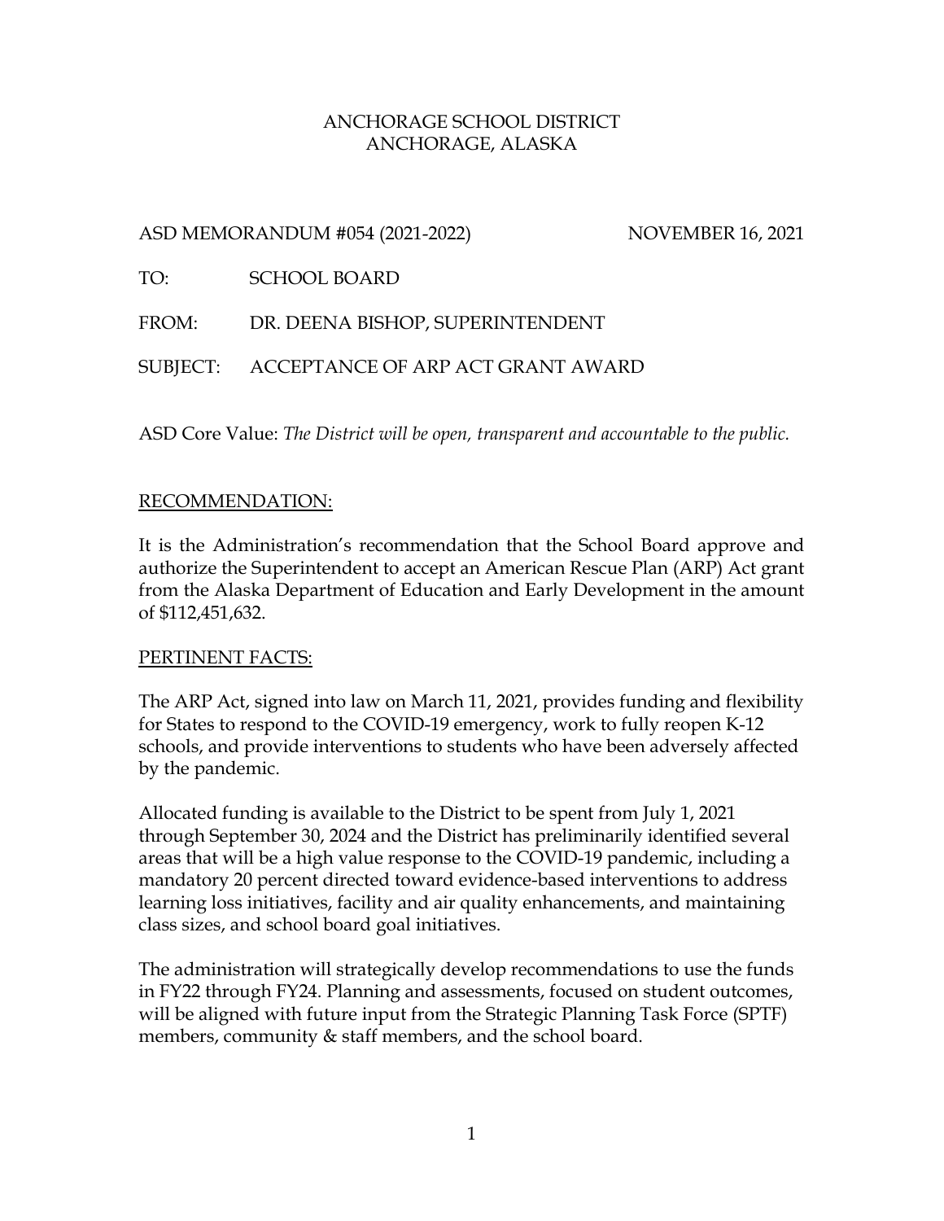ANCHORAGE SCHOOL DISTRICT
ANCHORAGE, ALASKA

ASD MEMORANDUM #054 (2021-2022) NOVEMBER 16, 2021

TO: SCHOOL BOARD

FROM: DR. DEENA BISHOP, SUPERINTENDENT

SUBJECT: ACCEPTANCE OF ARP ACT GRANT AWARD

ASD Core Value: *The District will be open, transparent and accountable to the public.*

## RECOMMENDATION:

It is the Administration's recommendation that the School Board approve and authorize the Superintendent to accept an American Rescue Plan (ARP) Act grant from the Alaska Department of Education and Early Development in the amount of $112,451,632.

## PERTINENT FACTS:

The ARP Act, signed into law on March 11, 2021, provides funding and flexibility for States to respond to the COVID-19 emergency, work to fully reopen K-12 schools, and provide interventions to students who have been adversely affected by the pandemic.

Allocated funding is available to the District to be spent from July 1, 2021 through September 30, 2024 and the District has preliminarily identified several areas that will be a high value response to the COVID-19 pandemic, including a mandatory 20 percent directed toward evidence-based interventions to address learning loss initiatives, facility and air quality enhancements, and maintaining class sizes, and school board goal initiatives.

The administration will strategically develop recommendations to use the funds in FY22 through FY24. Planning and assessments, focused on student outcomes, will be aligned with future input from the Strategic Planning Task Force (SPTF) members, community & staff members, and the school board.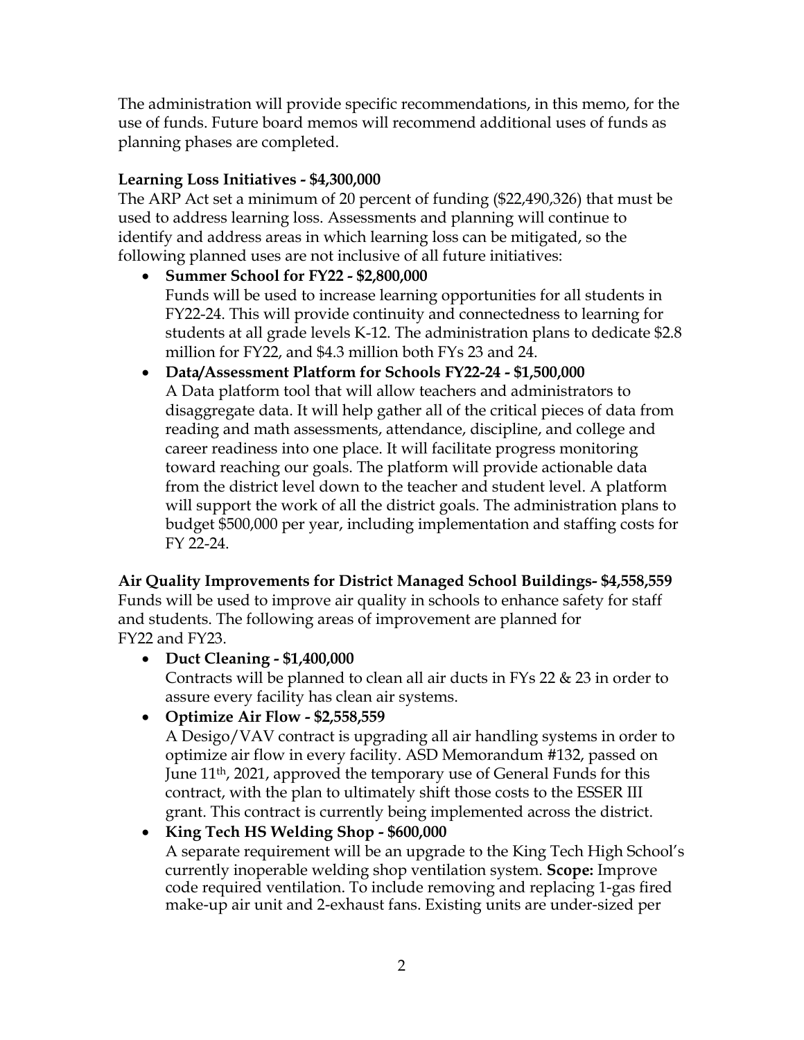The administration will provide specific recommendations, in this memo, for the use of funds. Future board memos will recommend additional uses of funds as planning phases are completed.

**Learning Loss Initiatives - $4,300,000**

The ARP Act set a minimum of 20 percent of funding ($22,490,326) that must be used to address learning loss. Assessments and planning will continue to identify and address areas in which learning loss can be mitigated, so the following planned uses are not inclusive of all future initiatives:

- **Summer School for FY22 - $2,800,000**
  Funds will be used to increase learning opportunities for all students in FY22-24. This will provide continuity and connectedness to learning for students at all grade levels K-12. The administration plans to dedicate $2.8 million for FY22, and $4.3 million both FYs 23 and 24.
- **Data/Assessment Platform for Schools FY22-24 - $1,500,000**
  A Data platform tool that will allow teachers and administrators to disaggregate data. It will help gather all of the critical pieces of data from reading and math assessments, attendance, discipline, and college and career readiness into one place. It will facilitate progress monitoring toward reaching our goals. The platform will provide actionable data from the district level down to the teacher and student level. A platform will support the work of all the district goals. The administration plans to budget $500,000 per year, including implementation and staffing costs for FY 22-24.

**Air Quality Improvements for District Managed School Buildings- $4,558,559**

Funds will be used to improve air quality in schools to enhance safety for staff and students. The following areas of improvement are planned for FY22 and FY23.

- **Duct Cleaning - $1,400,000**
  Contracts will be planned to clean all air ducts in FYs 22 & 23 in order to assure every facility has clean air systems.
- **Optimize Air Flow - $2,558,559**
  A Desigo/VAV contract is upgrading all air handling systems in order to optimize air flow in every facility. ASD Memorandum #132, passed on June 11th, 2021, approved the temporary use of General Funds for this contract, with the plan to ultimately shift those costs to the ESSER III grant. This contract is currently being implemented across the district.
- **King Tech HS Welding Shop - $600,000**
  A separate requirement will be an upgrade to the King Tech High School's currently inoperable welding shop ventilation system. **Scope:** Improve code required ventilation. To include removing and replacing 1-gas fired make-up air unit and 2-exhaust fans. Existing units are under-sized per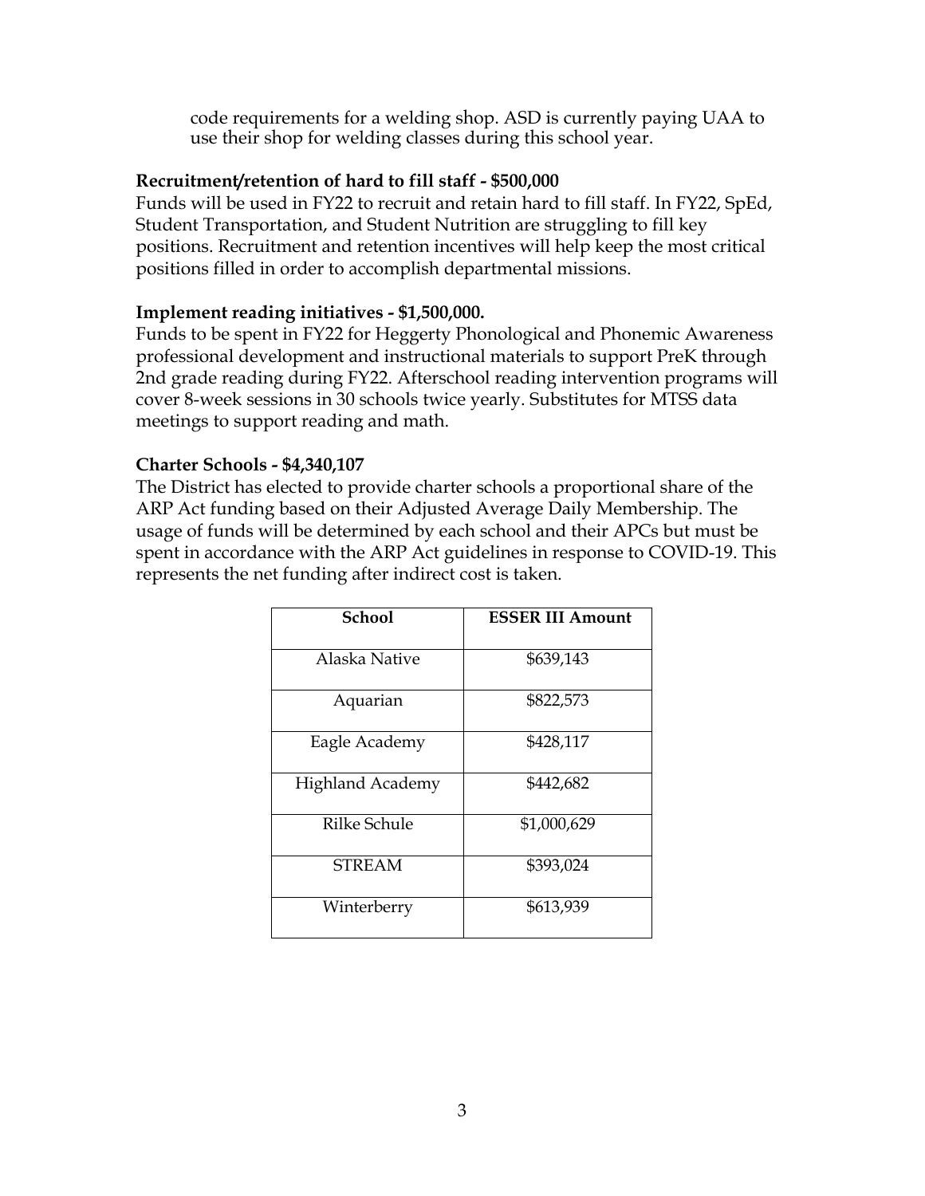code requirements for a welding shop. ASD is currently paying UAA to use their shop for welding classes during this school year.

**Recruitment/retention of hard to fill staff - $500,000**

Funds will be used in FY22 to recruit and retain hard to fill staff. In FY22, SpEd, Student Transportation, and Student Nutrition are struggling to fill key positions. Recruitment and retention incentives will help keep the most critical positions filled in order to accomplish departmental missions.

**Implement reading initiatives - $1,500,000.**

Funds to be spent in FY22 for Heggerty Phonological and Phonemic Awareness professional development and instructional materials to support PreK through 2nd grade reading during FY22. Afterschool reading intervention programs will cover 8-week sessions in 30 schools twice yearly. Substitutes for MTSS data meetings to support reading and math.

**Charter Schools - $4,340,107**

The District has elected to provide charter schools a proportional share of the ARP Act funding based on their Adjusted Average Daily Membership. The usage of funds will be determined by each school and their APCs but must be spent in accordance with the ARP Act guidelines in response to COVID-19. This represents the net funding after indirect cost is taken.

| School | ESSER III Amount |
|---|---|
| Alaska Native | $639,143 |
| Aquarian | $822,573 |
| Eagle Academy | $428,117 |
| Highland Academy | $442,682 |
| Rilke Schule | $1,000,629 |
| STREAM | $393,024 |
| Winterberry | $613,939 |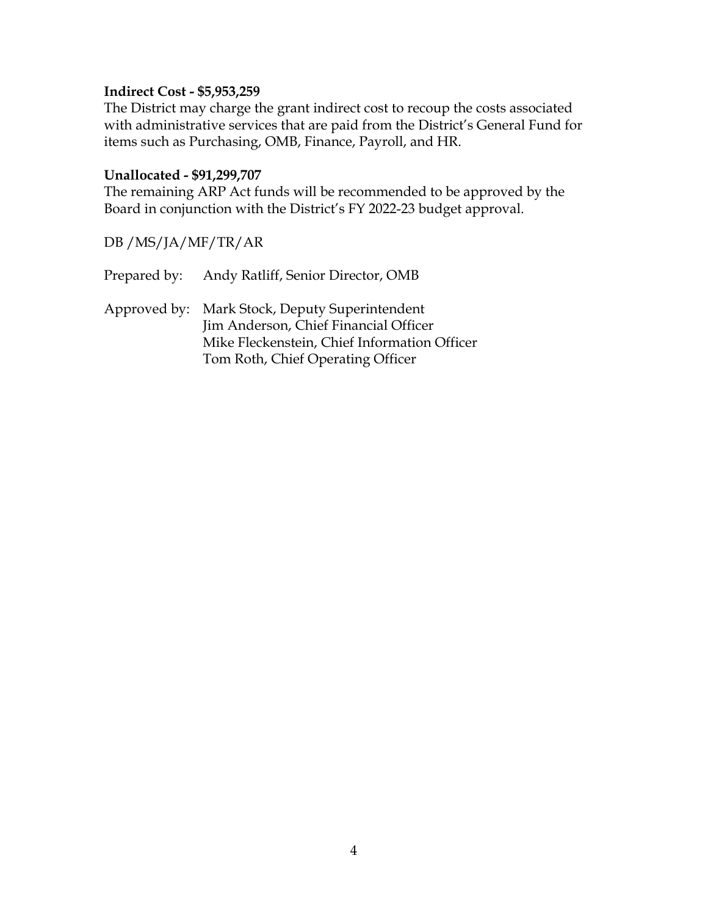**Indirect Cost - $5,953,259**

The District may charge the grant indirect cost to recoup the costs associated with administrative services that are paid from the District's General Fund for items such as Purchasing, OMB, Finance, Payroll, and HR.

**Unallocated - $91,299,707**

The remaining ARP Act funds will be recommended to be approved by the Board in conjunction with the District's FY 2022-23 budget approval.

DB /MS/JA/MF/TR/AR

Prepared by: Andy Ratliff, Senior Director, OMB

Approved by: Mark Stock, Deputy Superintendent
Jim Anderson, Chief Financial Officer
Mike Fleckenstein, Chief Information Officer
Tom Roth, Chief Operating Officer